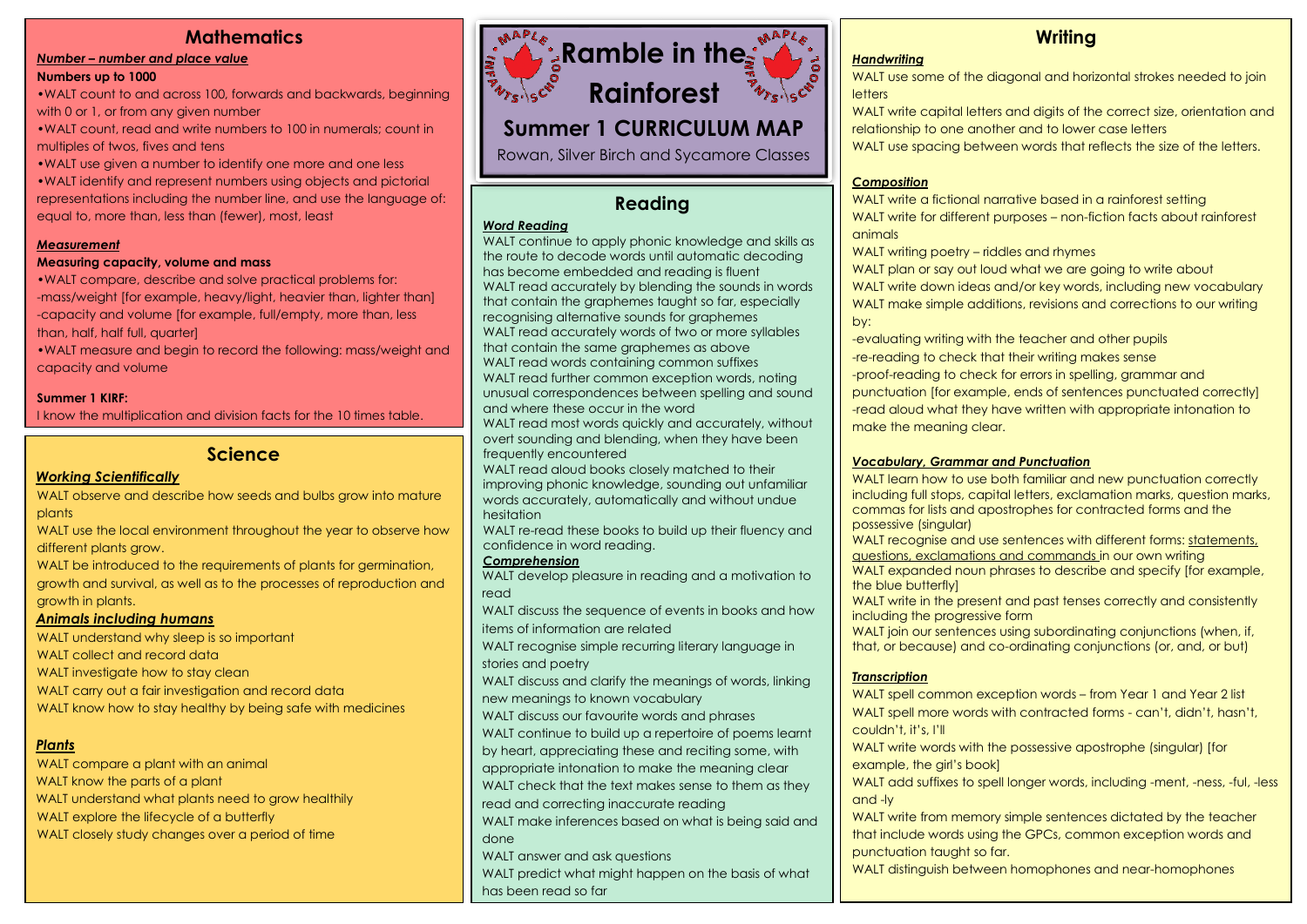# Ramble in the Rainforest

## Summer 1 CURRICULUM MAP

Rowan, Silver Birch and Sycamore Classes

## Mathematics

***Number – number and place value***

**Numbers up to 1000**

- WALT count to and across 100, forwards and backwards, beginning with 0 or 1, or from any given number
- WALT count, read and write numbers to 100 in numerals; count in multiples of twos, fives and tens
- WALT use given a number to identify one more and one less
- WALT identify and represent numbers using objects and pictorial representations including the number line, and use the language of: equal to, more than, less than (fewer), most, least

***Measurement***

**Measuring capacity, volume and mass**

- WALT compare, describe and solve practical problems for:
  -mass/weight [for example, heavy/light, heavier than, lighter than]
  -capacity and volume [for example, full/empty, more than, less than, half, half full, quarter]
- WALT measure and begin to record the following: mass/weight and capacity and volume

**Summer 1 KIRF:**

I know the multiplication and division facts for the 10 times table.

## Science

***Working Scientifically***

WALT observe and describe how seeds and bulbs grow into mature plants

WALT use the local environment throughout the year to observe how different plants grow.

WALT be introduced to the requirements of plants for germination, growth and survival, as well as to the processes of reproduction and growth in plants.

***Animals including humans***

WALT understand why sleep is so important

WALT collect and record data

WALT investigate how to stay clean

WALT carry out a fair investigation and record data

WALT know how to stay healthy by being safe with medicines

***Plants***

WALT compare a plant with an animal

WALT know the parts of a plant

WALT understand what plants need to grow healthily

WALT explore the lifecycle of a butterfly

WALT closely study changes over a period of time

## Reading

***Word Reading***

WALT continue to apply phonic knowledge and skills as the route to decode words until automatic decoding has become embedded and reading is fluent

WALT read accurately by blending the sounds in words that contain the graphemes taught so far, especially recognising alternative sounds for graphemes

WALT read accurately words of two or more syllables that contain the same graphemes as above

WALT read words containing common suffixes

WALT read further common exception words, noting unusual correspondences between spelling and sound and where these occur in the word

WALT read most words quickly and accurately, without overt sounding and blending, when they have been frequently encountered

WALT read aloud books closely matched to their improving phonic knowledge, sounding out unfamiliar words accurately, automatically and without undue hesitation

WALT re-read these books to build up their fluency and confidence in word reading.

***Comprehension***

WALT develop pleasure in reading and a motivation to read

WALT discuss the sequence of events in books and how items of information are related

WALT recognise simple recurring literary language in stories and poetry

WALT discuss and clarify the meanings of words, linking new meanings to known vocabulary

WALT discuss our favourite words and phrases

WALT continue to build up a repertoire of poems learnt by heart, appreciating these and reciting some, with appropriate intonation to make the meaning clear

WALT check that the text makes sense to them as they read and correcting inaccurate reading

WALT make inferences based on what is being said and done

WALT answer and ask questions

WALT predict what might happen on the basis of what has been read so far

## Writing

***Handwriting***

WALT use some of the diagonal and horizontal strokes needed to join letters

WALT write capital letters and digits of the correct size, orientation and relationship to one another and to lower case letters

WALT use spacing between words that reflects the size of the letters.

***Composition***

WALT write a fictional narrative based in a rainforest setting

WALT write for different purposes – non-fiction facts about rainforest animals

WALT writing poetry – riddles and rhymes

WALT plan or say out loud what we are going to write about

WALT write down ideas and/or key words, including new vocabulary

WALT make simple additions, revisions and corrections to our writing by:

-evaluating writing with the teacher and other pupils

-re-reading to check that their writing makes sense

-proof-reading to check for errors in spelling, grammar and punctuation [for example, ends of sentences punctuated correctly]

-read aloud what they have written with appropriate intonation to make the meaning clear.

***Vocabulary, Grammar and Punctuation***

WALT learn how to use both familiar and new punctuation correctly including full stops, capital letters, exclamation marks, question marks, commas for lists and apostrophes for contracted forms and the possessive (singular)

WALT recognise and use sentences with different forms: <u>statements, questions, exclamations and commands</u> in our own writing

WALT expanded noun phrases to describe and specify [for example, the blue butterfly]

WALT write in the present and past tenses correctly and consistently including the progressive form

WALT join our sentences using subordinating conjunctions (when, if, that, or because) and co-ordinating conjunctions (or, and, or but)

***Transcription***

WALT spell common exception words – from Year 1 and Year 2 list

WALT spell more words with contracted forms - can't, didn't, hasn't, couldn't, it's, I'll

WALT write words with the possessive apostrophe (singular) [for example, the girl's book]

WALT add suffixes to spell longer words, including -ment, -ness, -ful, -less and -ly

WALT write from memory simple sentences dictated by the teacher that include words using the GPCs, common exception words and punctuation taught so far.

WALT distinguish between homophones and near-homophones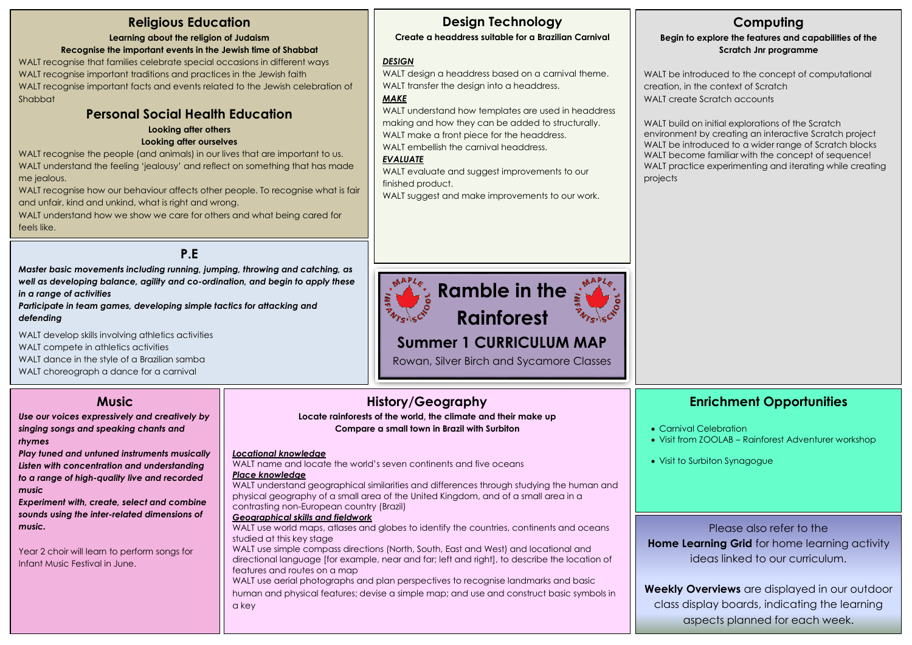# Ramble in the Rainforest

## Summer 1 CURRICULUM MAP

Rowan, Silver Birch and Sycamore Classes

## Religious Education

**Learning about the religion of Judaism**

**Recognise the important events in the Jewish time of Shabbat**

WALT recognise that families celebrate special occasions in different ways
WALT recognise important traditions and practices in the Jewish faith
WALT recognise important facts and events related to the Jewish celebration of Shabbat

## Personal Social Health Education

**Looking after others**

**Looking after ourselves**

WALT recognise the people (and animals) in our lives that are important to us.
WALT understand the feeling 'jealousy' and reflect on something that has made me jealous.
WALT recognise how our behaviour affects other people. To recognise what is fair and unfair, kind and unkind, what is right and wrong.
WALT understand how we show we care for others and what being cared for feels like.

## P.E

***Master basic movements including running, jumping, throwing and catching, as well as developing balance, agility and co-ordination, and begin to apply these in a range of activities***

***Participate in team games, developing simple tactics for attacking and defending***

WALT develop skills involving athletics activities
WALT compete in athletics activities
WALT dance in the style of a Brazilian samba
WALT choreograph a dance for a carnival

## Design Technology

**Create a headdress suitable for a Brazilian Carnival**

***DESIGN***

WALT design a headdress based on a carnival theme.
WALT transfer the design into a headdress.

***MAKE***

WALT understand how templates are used in headdress making and how they can be added to structurally.
WALT make a front piece for the headdress.
WALT embellish the carnival headdress.

***EVALUATE***

WALT evaluate and suggest improvements to our finished product.
WALT suggest and make improvements to our work.

## Computing

**Begin to explore the features and capabilities of the Scratch Jnr programme**

WALT be introduced to the concept of computational creation, in the context of Scratch
WALT create Scratch accounts

WALT build on initial explorations of the Scratch environment by creating an interactive Scratch project
WALT be introduced to a wider range of Scratch blocks
WALT become familiar with the concept of sequence!
WALT practice experimenting and iterating while creating projects

## Music

***Use our voices expressively and creatively by singing songs and speaking chants and rhymes***

***Play tuned and untuned instruments musically***

***Listen with concentration and understanding to a range of high-quality live and recorded music***

***Experiment with, create, select and combine sounds using the inter-related dimensions of music.***

Year 2 choir will learn to perform songs for Infant Music Festival in June.

## History/Geography

**Locate rainforests of the world, the climate and their make up**

**Compare a small town in Brazil with Surbiton**

***Locational knowledge***

WALT name and locate the world's seven continents and five oceans

***Place knowledge***

WALT understand geographical similarities and differences through studying the human and physical geography of a small area of the United Kingdom, and of a small area in a contrasting non-European country (Brazil)

***Geographical skills and fieldwork***

WALT use world maps, atlases and globes to identify the countries, continents and oceans studied at this key stage
WALT use simple compass directions (North, South, East and West) and locational and directional language [for example, near and far; left and right], to describe the location of features and routes on a map
WALT use aerial photographs and plan perspectives to recognise landmarks and basic human and physical features; devise a simple map; and use and construct basic symbols in a key

## Enrichment Opportunities

- Carnival Celebration
- Visit from ZOOLAB – Rainforest Adventurer workshop
- Visit to Surbiton Synagogue

Please also refer to the **Home Learning Grid** for home learning activity ideas linked to our curriculum.

**Weekly Overviews** are displayed in our outdoor class display boards, indicating the learning aspects planned for each week.